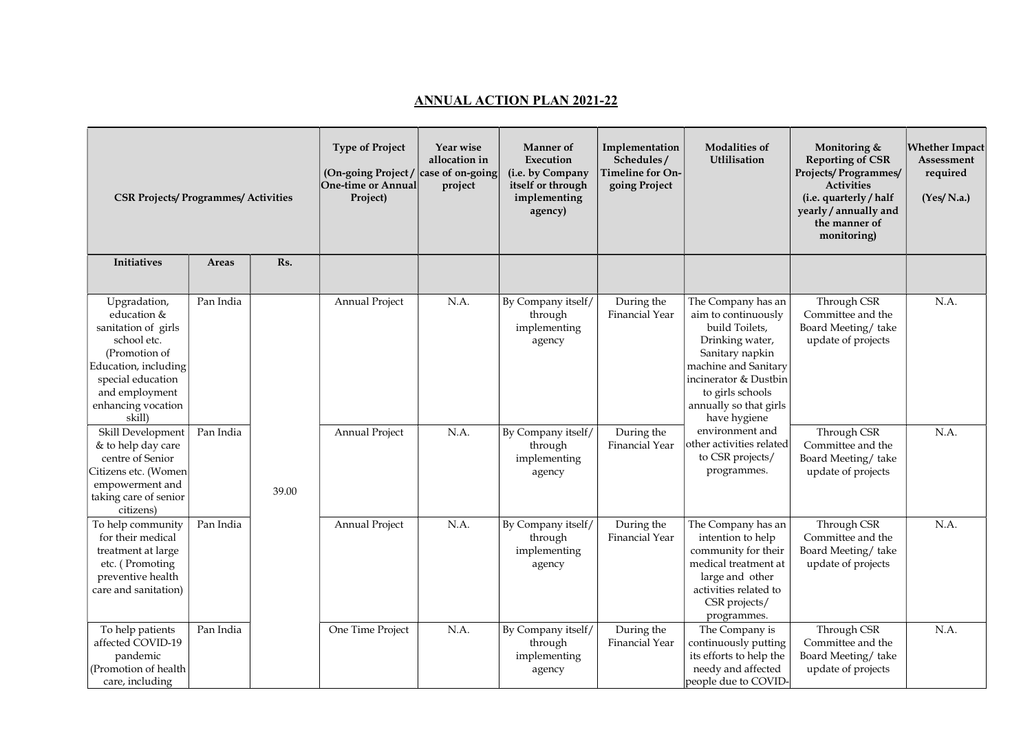# ANNUAL ACTION PLAN 2021-22

| CSR Projects/ Programmes/ Activities | | | Type of Project (On-going Project / One-time or Annual Project) | Year wise allocation in case of on-going project | Manner of Execution (i.e. by Company itself or through implementing agency) | Implementation Schedules / Timeline for On-going Project | Modalities of Utlilisation | Monitoring & Reporting of CSR Projects/ Programmes/ Activities (i.e. quarterly / half yearly / annually and the manner of monitoring) | Whether Impact Assessment required (Yes/ N.a.) |
|---|---|---|---|---|---|---|---|---|---|
| **Initiatives** | **Areas** | **Rs.** | | | | | | | |
| Upgradation, education & sanitation of girls school etc. (Promotion of Education, including special education and employment enhancing vocation skill) | Pan India | 39.00 | Annual Project | N.A. | By Company itself/ through implementing agency | During the Financial Year | The Company has an aim to continuously build Toilets, Drinking water, Sanitary napkin machine and Sanitary incinerator & Dustbin to girls schools annually so that girls have hygiene environment and other activities related to CSR projects/ programmes. | Through CSR Committee and the Board Meeting/ take update of projects | N.A. |
| Skill Development & to help day care centre of Senior Citizens etc. (Women empowerment and taking care of senior citizens) | Pan India | | Annual Project | N.A. | By Company itself/ through implementing agency | During the Financial Year | | Through CSR Committee and the Board Meeting/ take update of projects | N.A. |
| To help community for their medical treatment at large etc. ( Promoting preventive health care and sanitation) | Pan India | | Annual Project | N.A. | By Company itself/ through implementing agency | During the Financial Year | The Company has an intention to help community for their medical treatment at large and other activities related to CSR projects/ programmes. | Through CSR Committee and the Board Meeting/ take update of projects | N.A. |
| To help patients affected COVID-19 pandemic (Promotion of health care, including | Pan India | | One Time Project | N.A. | By Company itself/ through implementing agency | During the Financial Year | The Company is continuously putting its efforts to help the needy and affected people due to COVID- | Through CSR Committee and the Board Meeting/ take update of projects | N.A. |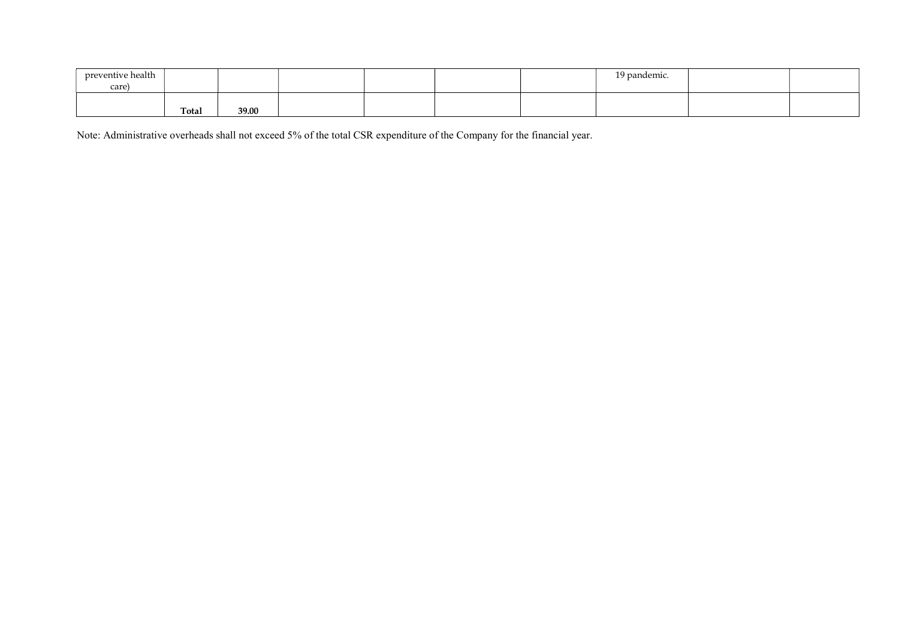| | | | | | | | | | |
|---|---|---|---|---|---|---|---|---|---|
| preventive health care) | | | | | | | 19 pandemic. | | |
| | **Total** | **39.00** | | | | | | | |

Note: Administrative overheads shall not exceed 5% of the total CSR expenditure of the Company for the financial year.